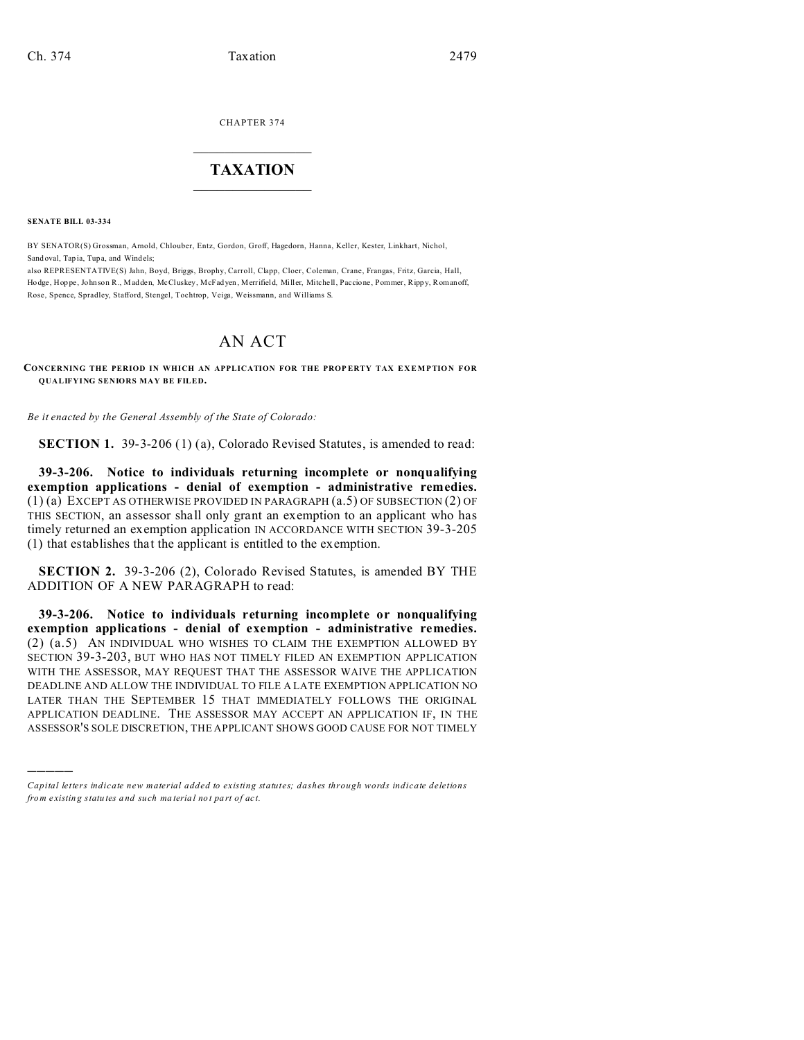CHAPTER 374

# TAXATION

**SENATE BILL 03-334**

BY SENATOR(S) Grossman, Arnold, Chlouber, Entz, Gordon, Groff, Hagedorn, Hanna, Keller, Kester, Linkhart, Nichol, Sandoval, Tapia, Tupa, and Windels;

also REPRESENTATIVE(S) Jahn, Boyd, Briggs, Brophy, Carroll, Clapp, Cloer, Coleman, Crane, Frangas, Fritz, Garcia, Hall, Hodge, Hoppe, Johnson R., Madden, McCluskey, McFadyen, Merrifield, Miller, Mitchell, Paccione, Pommer, Rippy, Romanoff, Rose, Spence, Spradley, Stafford, Stengel, Tochtrop, Veiga, Weissmann, and Williams S.

# AN ACT

**CONCERNING THE PERIOD IN WHICH AN APPLICATION FOR THE PROPERTY TAX EXEMPTION FOR QUALIFYING SENIORS MAY BE FILED.**

*Be it enacted by the General Assembly of the State of Colorado:*

**SECTION 1.** 39-3-206 (1) (a), Colorado Revised Statutes, is amended to read:

**39-3-206. Notice to individuals returning incomplete or nonqualifying exemption applications - denial of exemption - administrative remedies.** (1) (a) EXCEPT AS OTHERWISE PROVIDED IN PARAGRAPH (a.5) OF SUBSECTION (2) OF THIS SECTION, an assessor shall only grant an exemption to an applicant who has timely returned an exemption application IN ACCORDANCE WITH SECTION 39-3-205 (1) that establishes that the applicant is entitled to the exemption.

**SECTION 2.** 39-3-206 (2), Colorado Revised Statutes, is amended BY THE ADDITION OF A NEW PARAGRAPH to read:

**39-3-206. Notice to individuals returning incomplete or nonqualifying exemption applications - denial of exemption - administrative remedies.** (2) (a.5) AN INDIVIDUAL WHO WISHES TO CLAIM THE EXEMPTION ALLOWED BY SECTION 39-3-203, BUT WHO HAS NOT TIMELY FILED AN EXEMPTION APPLICATION WITH THE ASSESSOR, MAY REQUEST THAT THE ASSESSOR WAIVE THE APPLICATION DEADLINE AND ALLOW THE INDIVIDUAL TO FILE A LATE EXEMPTION APPLICATION NO LATER THAN THE SEPTEMBER 15 THAT IMMEDIATELY FOLLOWS THE ORIGINAL APPLICATION DEADLINE. THE ASSESSOR MAY ACCEPT AN APPLICATION IF, IN THE ASSESSOR'S SOLE DISCRETION, THE APPLICANT SHOWS GOOD CAUSE FOR NOT TIMELY

---

*Capital letters indicate new material added to existing statutes; dashes through words indicate deletions from existing statutes and such material not part of act.*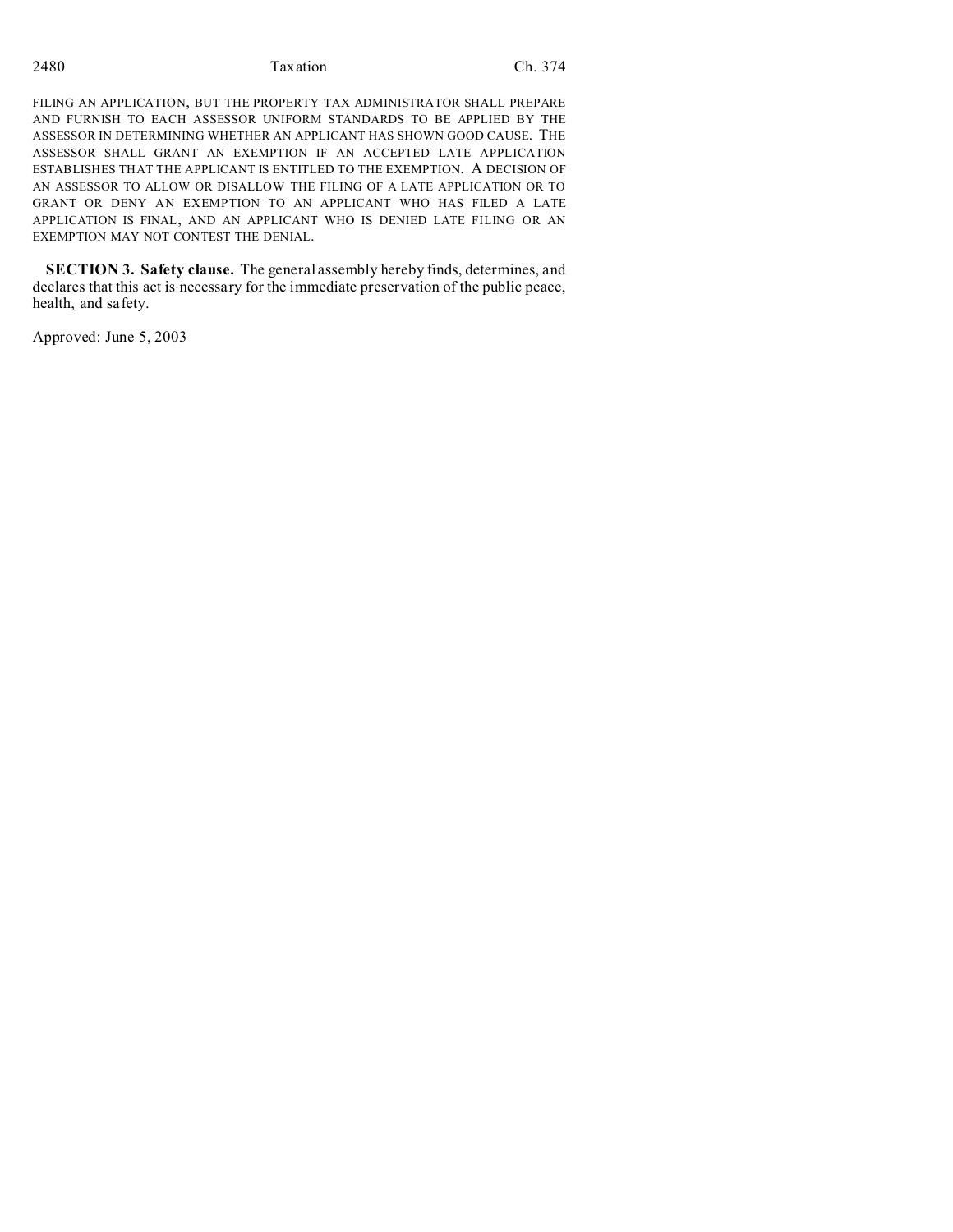FILING AN APPLICATION, BUT THE PROPERTY TAX ADMINISTRATOR SHALL PREPARE AND FURNISH TO EACH ASSESSOR UNIFORM STANDARDS TO BE APPLIED BY THE ASSESSOR IN DETERMINING WHETHER AN APPLICANT HAS SHOWN GOOD CAUSE. THE ASSESSOR SHALL GRANT AN EXEMPTION IF AN ACCEPTED LATE APPLICATION ESTABLISHES THAT THE APPLICANT IS ENTITLED TO THE EXEMPTION. A DECISION OF AN ASSESSOR TO ALLOW OR DISALLOW THE FILING OF A LATE APPLICATION OR TO GRANT OR DENY AN EXEMPTION TO AN APPLICANT WHO HAS FILED A LATE APPLICATION IS FINAL, AND AN APPLICANT WHO IS DENIED LATE FILING OR AN EXEMPTION MAY NOT CONTEST THE DENIAL.

**SECTION 3. Safety clause.** The general assembly hereby finds, determines, and declares that this act is necessary for the immediate preservation of the public peace, health, and safety.

Approved: June 5, 2003